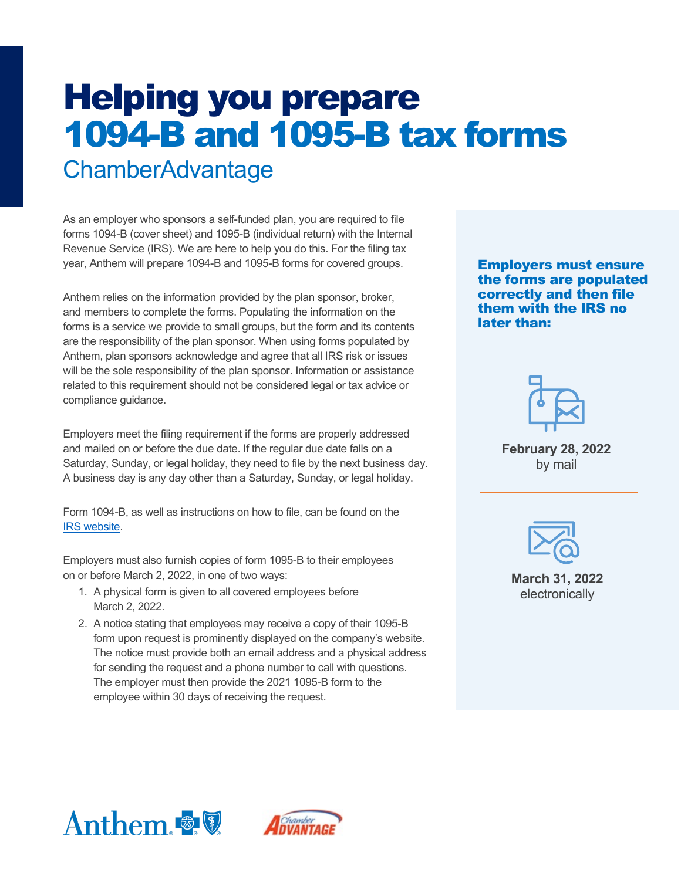# Helping you prepare 1094-B and 1095-B tax forms

## ChamberAdvantage

As an employer who sponsors a self-funded plan, you are required to file forms 1094-B (cover sheet) and 1095-B (individual return) with the Internal Revenue Service (IRS). We are here to help you do this. For the filing tax year, Anthem will prepare 1094-B and 1095-B forms for covered groups.

Anthem relies on the information provided by the plan sponsor, broker, and members to complete the forms. Populating the information on the forms is a service we provide to small groups, but the form and its contents are the responsibility of the plan sponsor. When using forms populated by Anthem, plan sponsors acknowledge and agree that all IRS risk or issues will be the sole responsibility of the plan sponsor. Information or assistance related to this requirement should not be considered legal or tax advice or compliance guidance.

Employers meet the filing requirement if the forms are properly addressed and mailed on or before the due date. If the regular due date falls on a Saturday, Sunday, or legal holiday, they need to file by the next business day. A business day is any day other than a Saturday, Sunday, or legal holiday.

Form 1094-B, as well as instructions on how to file, can be found on the IRS website.

Employers must also furnish copies of form 1095-B to their employees on or before March 2, 2022, in one of two ways:

1. A physical form is given to all covered employees before March 2, 2022.
2. A notice stating that employees may receive a copy of their 1095-B form upon request is prominently displayed on the company's website. The notice must provide both an email address and a physical address for sending the request and a phone number to call with questions. The employer must then provide the 2021 1095-B form to the employee within 30 days of receiving the request.

**Employers must ensure the forms are populated correctly and then file them with the IRS no later than:**

**February 28, 2022**
by mail

**March 31, 2022**
electronically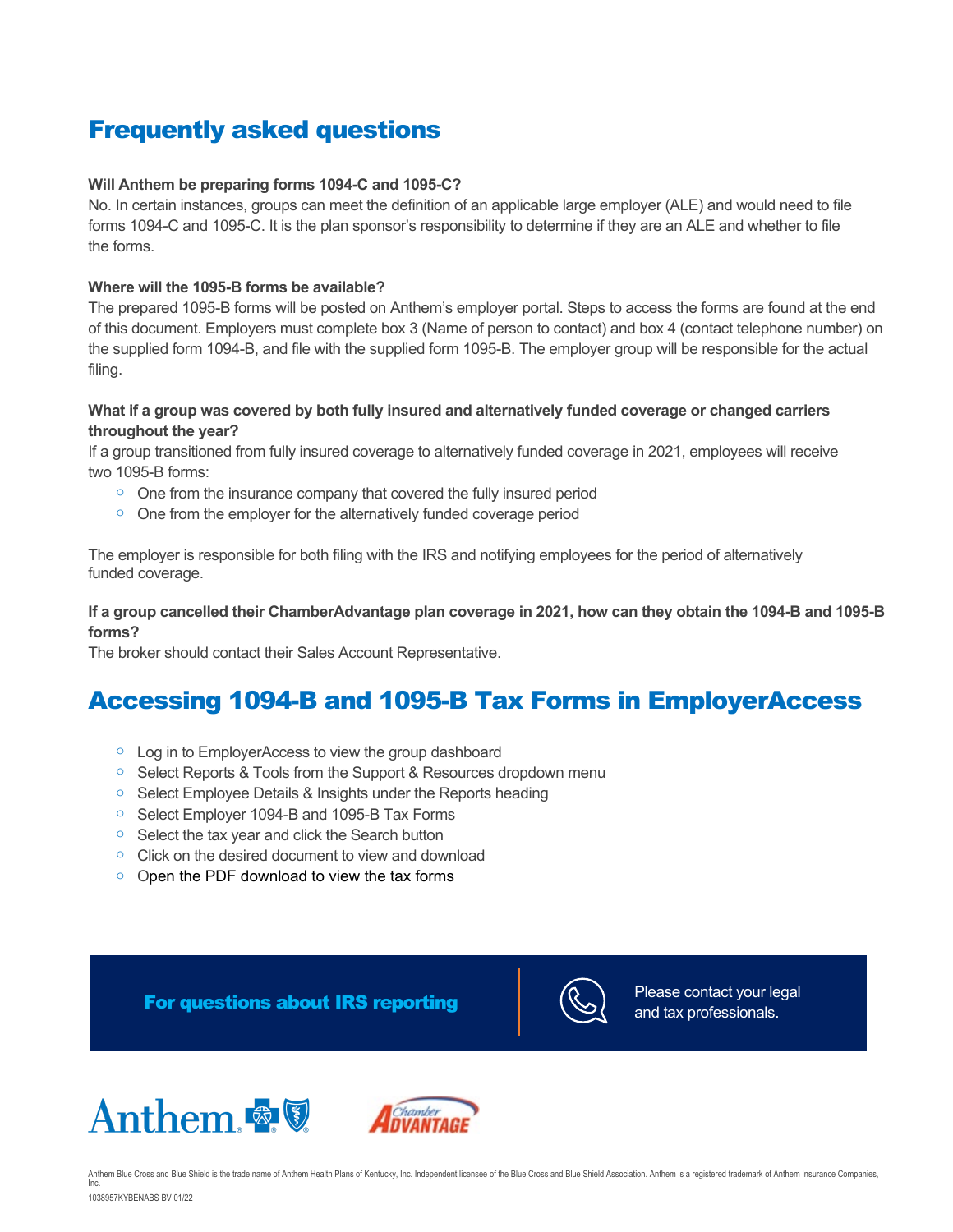## Frequently asked questions

**Will Anthem be preparing forms 1094-C and 1095-C?**
No. In certain instances, groups can meet the definition of an applicable large employer (ALE) and would need to file forms 1094-C and 1095-C. It is the plan sponsor's responsibility to determine if they are an ALE and whether to file the forms.

**Where will the 1095-B forms be available?**
The prepared 1095-B forms will be posted on Anthem's employer portal. Steps to access the forms are found at the end of this document. Employers must complete box 3 (Name of person to contact) and box 4 (contact telephone number) on the supplied form 1094-B, and file with the supplied form 1095-B. The employer group will be responsible for the actual filing.

**What if a group was covered by both fully insured and alternatively funded coverage or changed carriers throughout the year?**
If a group transitioned from fully insured coverage to alternatively funded coverage in 2021, employees will receive two 1095-B forms:

- One from the insurance company that covered the fully insured period
- One from the employer for the alternatively funded coverage period

The employer is responsible for both filing with the IRS and notifying employees for the period of alternatively funded coverage.

**If a group cancelled their ChamberAdvantage plan coverage in 2021, how can they obtain the 1094-B and 1095-B forms?**
The broker should contact their Sales Account Representative.

## Accessing 1094-B and 1095-B Tax Forms in EmployerAccess

- Log in to EmployerAccess to view the group dashboard
- Select Reports & Tools from the Support & Resources dropdown menu
- Select Employee Details & Insights under the Reports heading
- Select Employer 1094-B and 1095-B Tax Forms
- Select the tax year and click the Search button
- Click on the desired document to view and download
- Open the PDF download to view the tax forms

**For questions about IRS reporting**

Please contact your legal and tax professionals.

Anthem Blue Cross and Blue Shield is the trade name of Anthem Health Plans of Kentucky, Inc. Independent licensee of the Blue Cross and Blue Shield Association. Anthem is a registered trademark of Anthem Insurance Companies, Inc.

1038957KYBENABS BV 01/22